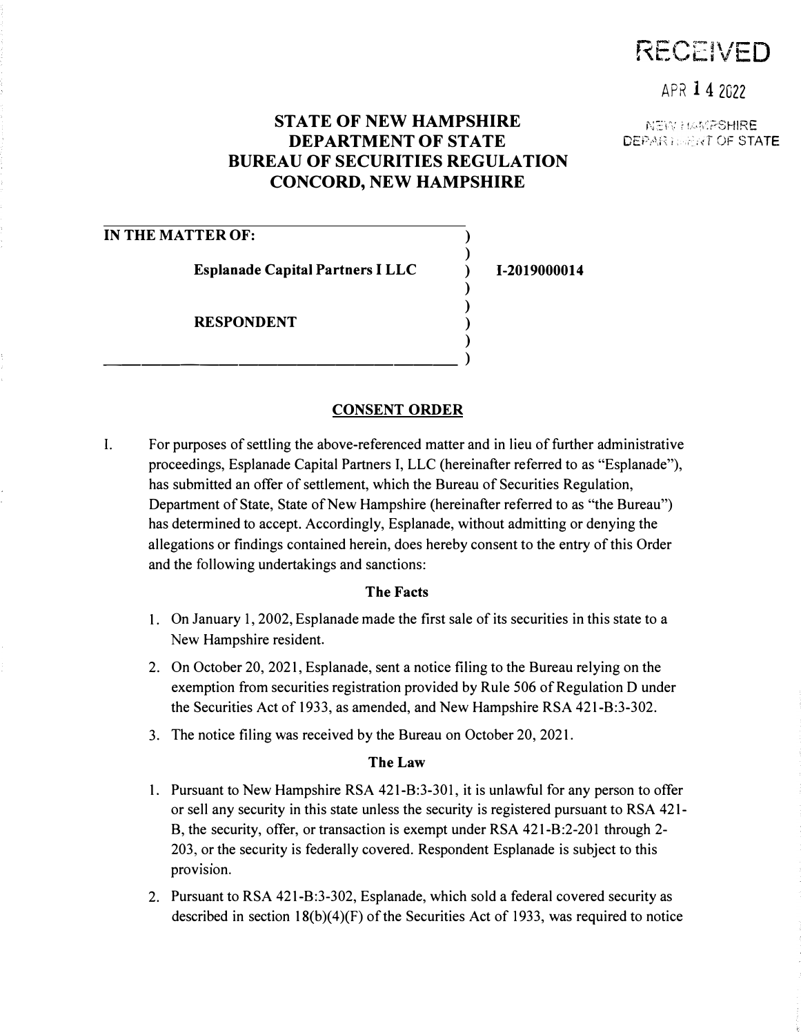RECEIVED

APR 14 2022

NEW HAMPSHIRE DEPARTMENT OF STATE

# STATE OF NEW HAMPSHIRE
# DEPARTMENT OF STATE
# BUREAU OF SECURITIES REGULATION
# CONCORD, NEW HAMPSHIRE

| | | |
|---|---|---|
| **IN THE MATTER OF:** | ) | |
| | ) | |
| **Esplanade Capital Partners I LLC** | ) | **I-2019000014** |
| | ) | |
| | ) | |
| **RESPONDENT** | ) | |
| | ) | |
| | ) | |

## CONSENT ORDER

I. For purposes of settling the above-referenced matter and in lieu of further administrative proceedings, Esplanade Capital Partners I, LLC (hereinafter referred to as "Esplanade"), has submitted an offer of settlement, which the Bureau of Securities Regulation, Department of State, State of New Hampshire (hereinafter referred to as "the Bureau") has determined to accept. Accordingly, Esplanade, without admitting or denying the allegations or findings contained herein, does hereby consent to the entry of this Order and the following undertakings and sanctions:

### The Facts

1. On January 1, 2002, Esplanade made the first sale of its securities in this state to a New Hampshire resident.
2. On October 20, 2021, Esplanade, sent a notice filing to the Bureau relying on the exemption from securities registration provided by Rule 506 of Regulation D under the Securities Act of 1933, as amended, and New Hampshire RSA 421-B:3-302.
3. The notice filing was received by the Bureau on October 20, 2021.

### The Law

1. Pursuant to New Hampshire RSA 421-B:3-301, it is unlawful for any person to offer or sell any security in this state unless the security is registered pursuant to RSA 421-B, the security, offer, or transaction is exempt under RSA 421-B:2-201 through 2-203, or the security is federally covered. Respondent Esplanade is subject to this provision.
2. Pursuant to RSA 421-B:3-302, Esplanade, which sold a federal covered security as described in section 18(b)(4)(F) of the Securities Act of 1933, was required to notice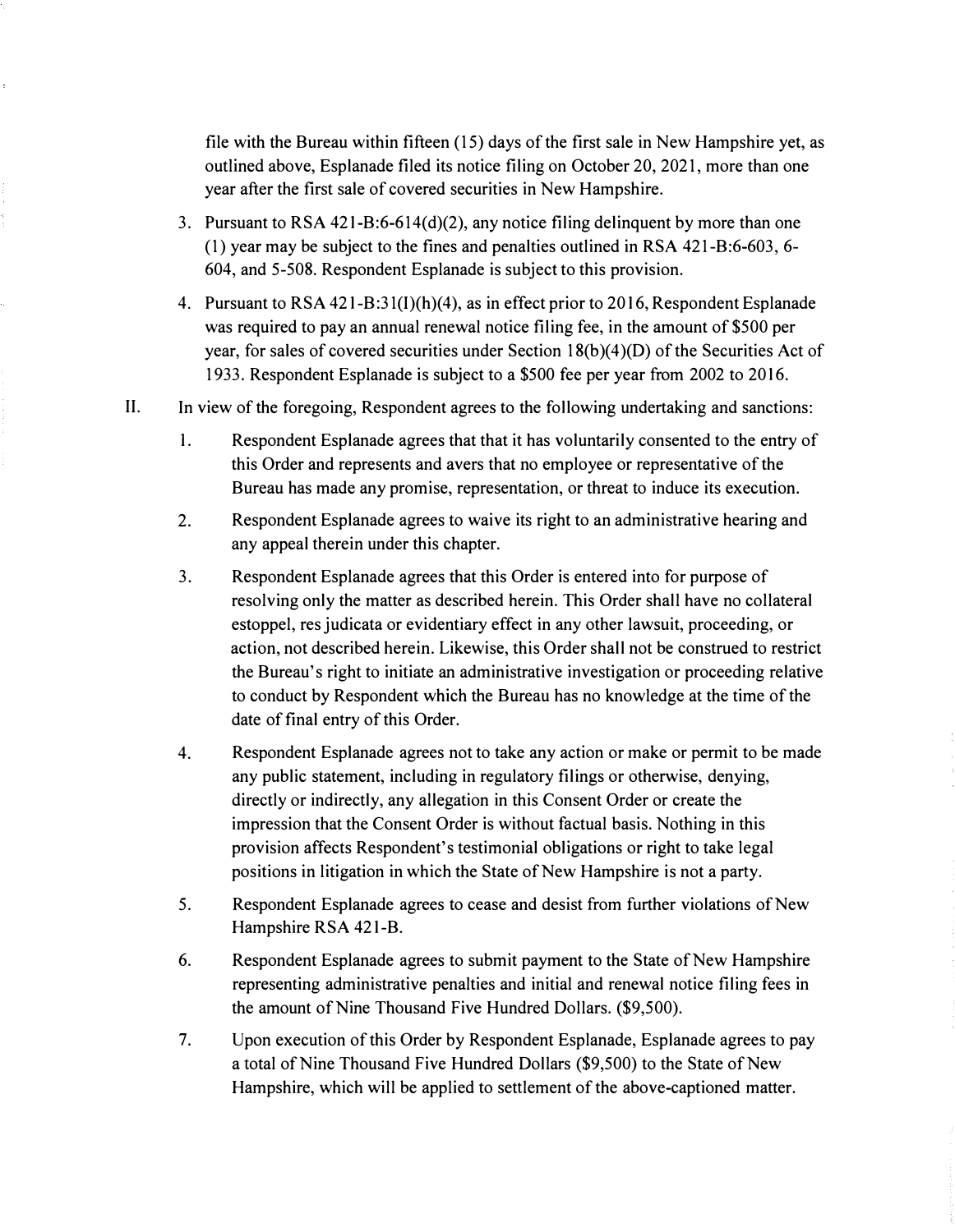file with the Bureau within fifteen (15) days of the first sale in New Hampshire yet, as outlined above, Esplanade filed its notice filing on October 20, 2021, more than one year after the first sale of covered securities in New Hampshire.

3. Pursuant to RSA 421-B:6-614(d)(2), any notice filing delinquent by more than one (1) year may be subject to the fines and penalties outlined in RSA 421-B:6-603, 6-604, and 5-508. Respondent Esplanade is subject to this provision.

4. Pursuant to RSA 421-B:31(I)(h)(4), as in effect prior to 2016, Respondent Esplanade was required to pay an annual renewal notice filing fee, in the amount of $500 per year, for sales of covered securities under Section 18(b)(4)(D) of the Securities Act of 1933. Respondent Esplanade is subject to a $500 fee per year from 2002 to 2016.

II. In view of the foregoing, Respondent agrees to the following undertaking and sanctions:

1. Respondent Esplanade agrees that that it has voluntarily consented to the entry of this Order and represents and avers that no employee or representative of the Bureau has made any promise, representation, or threat to induce its execution.

2. Respondent Esplanade agrees to waive its right to an administrative hearing and any appeal therein under this chapter.

3. Respondent Esplanade agrees that this Order is entered into for purpose of resolving only the matter as described herein. This Order shall have no collateral estoppel, res judicata or evidentiary effect in any other lawsuit, proceeding, or action, not described herein. Likewise, this Order shall not be construed to restrict the Bureau's right to initiate an administrative investigation or proceeding relative to conduct by Respondent which the Bureau has no knowledge at the time of the date of final entry of this Order.

4. Respondent Esplanade agrees not to take any action or make or permit to be made any public statement, including in regulatory filings or otherwise, denying, directly or indirectly, any allegation in this Consent Order or create the impression that the Consent Order is without factual basis. Nothing in this provision affects Respondent's testimonial obligations or right to take legal positions in litigation in which the State of New Hampshire is not a party.

5. Respondent Esplanade agrees to cease and desist from further violations of New Hampshire RSA 421-B.

6. Respondent Esplanade agrees to submit payment to the State of New Hampshire representing administrative penalties and initial and renewal notice filing fees in the amount of Nine Thousand Five Hundred Dollars. ($9,500).

7. Upon execution of this Order by Respondent Esplanade, Esplanade agrees to pay a total of Nine Thousand Five Hundred Dollars ($9,500) to the State of New Hampshire, which will be applied to settlement of the above-captioned matter.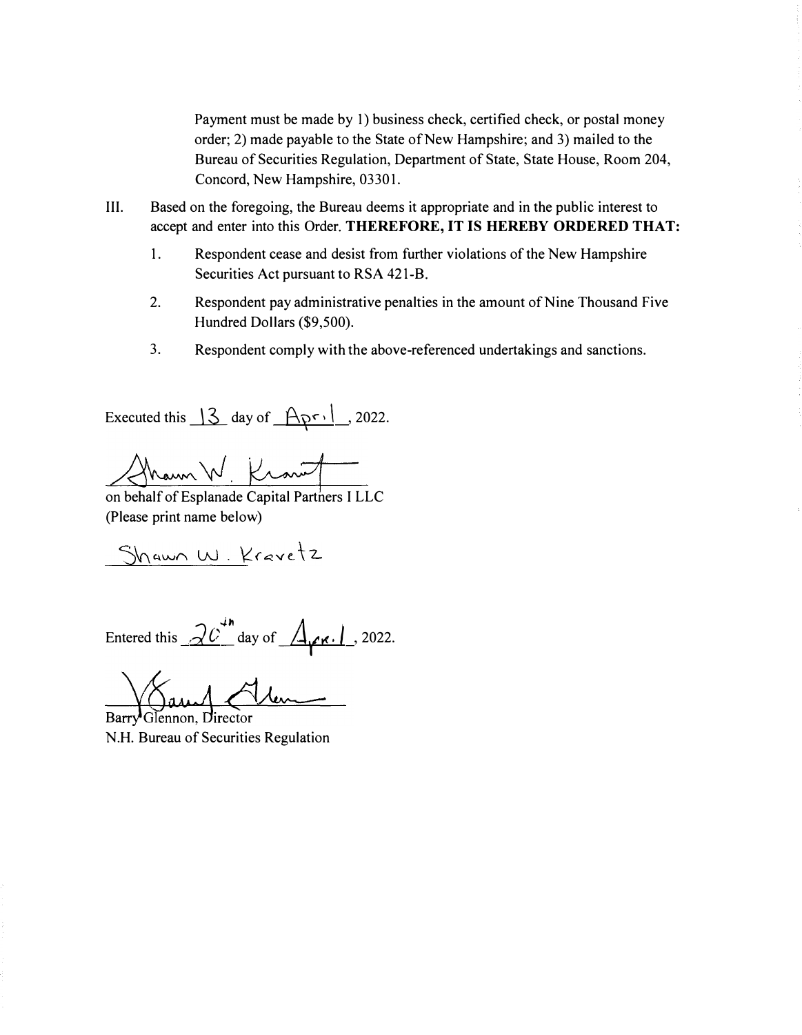Payment must be made by 1) business check, certified check, or postal money order; 2) made payable to the State of New Hampshire; and 3) mailed to the Bureau of Securities Regulation, Department of State, State House, Room 204, Concord, New Hampshire, 03301.

III. Based on the foregoing, the Bureau deems it appropriate and in the public interest to accept and enter into this Order. **THEREFORE, IT IS HEREBY ORDERED THAT:**

1. Respondent cease and desist from further violations of the New Hampshire Securities Act pursuant to RSA 421-B.

2. Respondent pay administrative penalties in the amount of Nine Thousand Five Hundred Dollars ($9,500).

3. Respondent comply with the above-referenced undertakings and sanctions.

Executed this 13 day of April, 2022.

Shawn W. Kravetz

on behalf of Esplanade Capital Partners I LLC
(Please print name below)

Shawn W. Kravetz

Entered this 20th day of April, 2022.

Barry Glennon

Barry Glennon, Director
N.H. Bureau of Securities Regulation